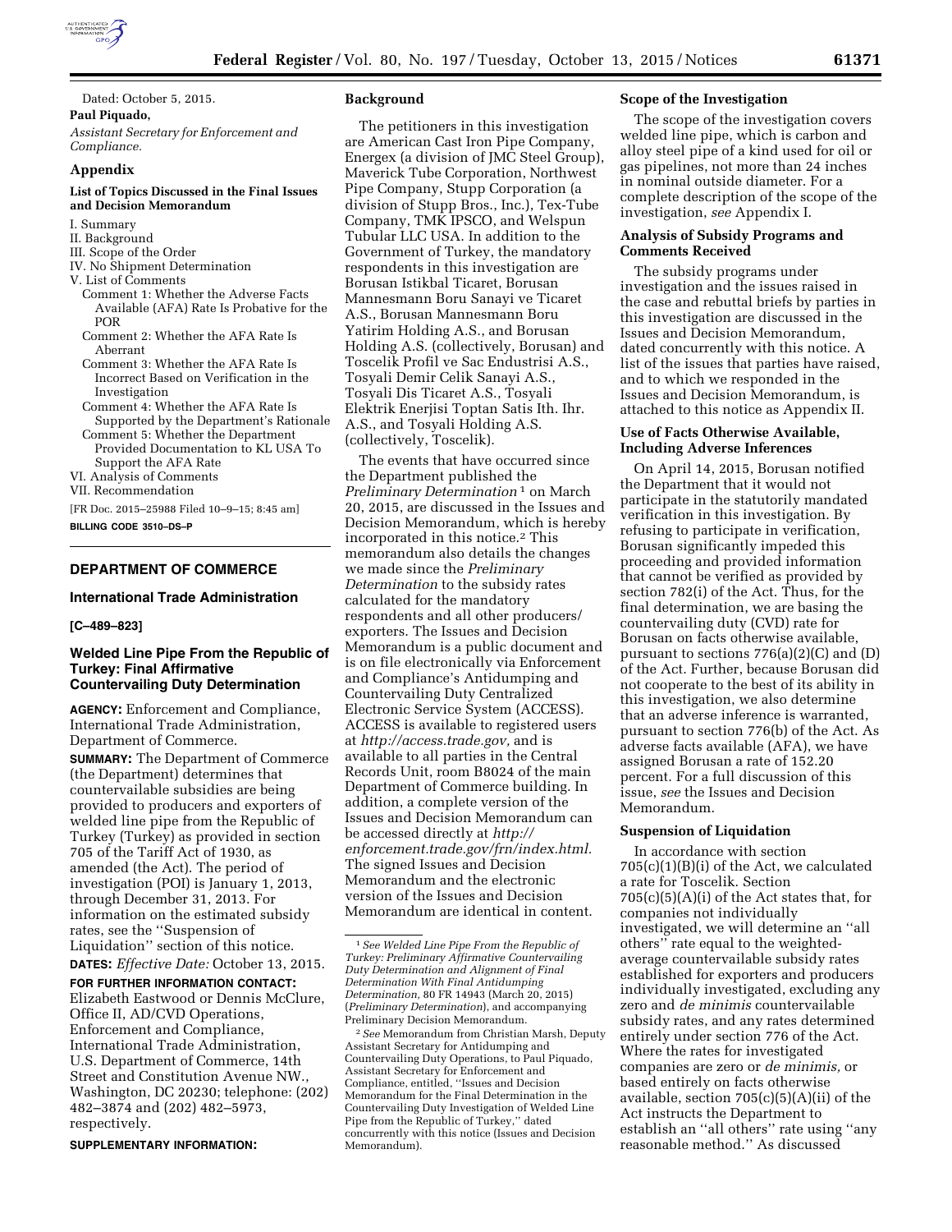Dated: October 5, 2015.

**Paul Piquado,**

*Assistant Secretary for Enforcement and Compliance.*

## Appendix

### List of Topics Discussed in the Final Issues and Decision Memorandum

I. Summary
II. Background
III. Scope of the Order
IV. No Shipment Determination
V. List of Comments
Comment 1: Whether the Adverse Facts Available (AFA) Rate Is Probative for the POR
Comment 2: Whether the AFA Rate Is Aberrant
Comment 3: Whether the AFA Rate Is Incorrect Based on Verification in the Investigation
Comment 4: Whether the AFA Rate Is Supported by the Department's Rationale
Comment 5: Whether the Department Provided Documentation to KL USA To Support the AFA Rate
VI. Analysis of Comments
VII. Recommendation

[FR Doc. 2015–25988 Filed 10–9–15; 8:45 am]

**BILLING CODE 3510–DS–P**

## DEPARTMENT OF COMMERCE

### International Trade Administration

**[C–489–823]**

### Welded Line Pipe From the Republic of Turkey: Final Affirmative Countervailing Duty Determination

**AGENCY:** Enforcement and Compliance, International Trade Administration, Department of Commerce.

**SUMMARY:** The Department of Commerce (the Department) determines that countervailable subsidies are being provided to producers and exporters of welded line pipe from the Republic of Turkey (Turkey) as provided in section 705 of the Tariff Act of 1930, as amended (the Act). The period of investigation (POI) is January 1, 2013, through December 31, 2013. For information on the estimated subsidy rates, see the ''Suspension of Liquidation'' section of this notice.

**DATES:** *Effective Date:* October 13, 2015.

**FOR FURTHER INFORMATION CONTACT:** Elizabeth Eastwood or Dennis McClure, Office II, AD/CVD Operations, Enforcement and Compliance, International Trade Administration, U.S. Department of Commerce, 14th Street and Constitution Avenue NW., Washington, DC 20230; telephone: (202) 482–3874 and (202) 482–5973, respectively.

**SUPPLEMENTARY INFORMATION:**

### Background

The petitioners in this investigation are American Cast Iron Pipe Company, Energex (a division of JMC Steel Group), Maverick Tube Corporation, Northwest Pipe Company, Stupp Corporation (a division of Stupp Bros., Inc.), Tex-Tube Company, TMK IPSCO, and Welspun Tubular LLC USA. In addition to the Government of Turkey, the mandatory respondents in this investigation are Borusan Istikbal Ticaret, Borusan Mannesmann Boru Sanayi ve Ticaret A.S., Borusan Mannesmann Boru Yatirim Holding A.S., and Borusan Holding A.S. (collectively, Borusan) and Toscelik Profil ve Sac Endustrisi A.S., Tosyali Demir Celik Sanayi A.S., Tosyali Dis Ticaret A.S., Tosyali Elektrik Enerjisi Toptan Satis Ith. Ihr. A.S., and Tosyali Holding A.S. (collectively, Toscelik).

The events that have occurred since the Department published the *Preliminary Determination*[1] on March 20, 2015, are discussed in the Issues and Decision Memorandum, which is hereby incorporated in this notice.[2] This memorandum also details the changes we made since the *Preliminary Determination* to the subsidy rates calculated for the mandatory respondents and all other producers/exporters. The Issues and Decision Memorandum is a public document and is on file electronically via Enforcement and Compliance's Antidumping and Countervailing Duty Centralized Electronic Service System (ACCESS). ACCESS is available to registered users at *http://access.trade.gov,* and is available to all parties in the Central Records Unit, room B8024 of the main Department of Commerce building. In addition, a complete version of the Issues and Decision Memorandum can be accessed directly at *http://enforcement.trade.gov/frn/index.html.* The signed Issues and Decision Memorandum and the electronic version of the Issues and Decision Memorandum are identical in content.

[1] *See Welded Line Pipe From the Republic of Turkey: Preliminary Affirmative Countervailing Duty Determination and Alignment of Final Determination With Final Antidumping Determination,* 80 FR 14943 (March 20, 2015) (*Preliminary Determination*), and accompanying Preliminary Decision Memorandum.

[2] *See* Memorandum from Christian Marsh, Deputy Assistant Secretary for Antidumping and Countervailing Duty Operations, to Paul Piquado, Assistant Secretary for Enforcement and Compliance, entitled, ''Issues and Decision Memorandum for the Final Determination in the Countervailing Duty Investigation of Welded Line Pipe from the Republic of Turkey,'' dated concurrently with this notice (Issues and Decision Memorandum).

### Scope of the Investigation

The scope of the investigation covers welded line pipe, which is carbon and alloy steel pipe of a kind used for oil or gas pipelines, not more than 24 inches in nominal outside diameter. For a complete description of the scope of the investigation, *see* Appendix I.

### Analysis of Subsidy Programs and Comments Received

The subsidy programs under investigation and the issues raised in the case and rebuttal briefs by parties in this investigation are discussed in the Issues and Decision Memorandum, dated concurrently with this notice. A list of the issues that parties have raised, and to which we responded in the Issues and Decision Memorandum, is attached to this notice as Appendix II.

### Use of Facts Otherwise Available, Including Adverse Inferences

On April 14, 2015, Borusan notified the Department that it would not participate in the statutorily mandated verification in this investigation. By refusing to participate in verification, Borusan significantly impeded this proceeding and provided information that cannot be verified as provided by section 782(i) of the Act. Thus, for the final determination, we are basing the countervailing duty (CVD) rate for Borusan on facts otherwise available, pursuant to sections 776(a)(2)(C) and (D) of the Act. Further, because Borusan did not cooperate to the best of its ability in this investigation, we also determine that an adverse inference is warranted, pursuant to section 776(b) of the Act. As adverse facts available (AFA), we have assigned Borusan a rate of 152.20 percent. For a full discussion of this issue, *see* the Issues and Decision Memorandum.

### Suspension of Liquidation

In accordance with section 705(c)(1)(B)(i) of the Act, we calculated a rate for Toscelik. Section 705(c)(5)(A)(i) of the Act states that, for companies not individually investigated, we will determine an ''all others'' rate equal to the weighted-average countervailable subsidy rates established for exporters and producers individually investigated, excluding any zero and *de minimis* countervailable subsidy rates, and any rates determined entirely under section 776 of the Act. Where the rates for investigated companies are zero or *de minimis,* or based entirely on facts otherwise available, section 705(c)(5)(A)(ii) of the Act instructs the Department to establish an ''all others'' rate using ''any reasonable method.'' As discussed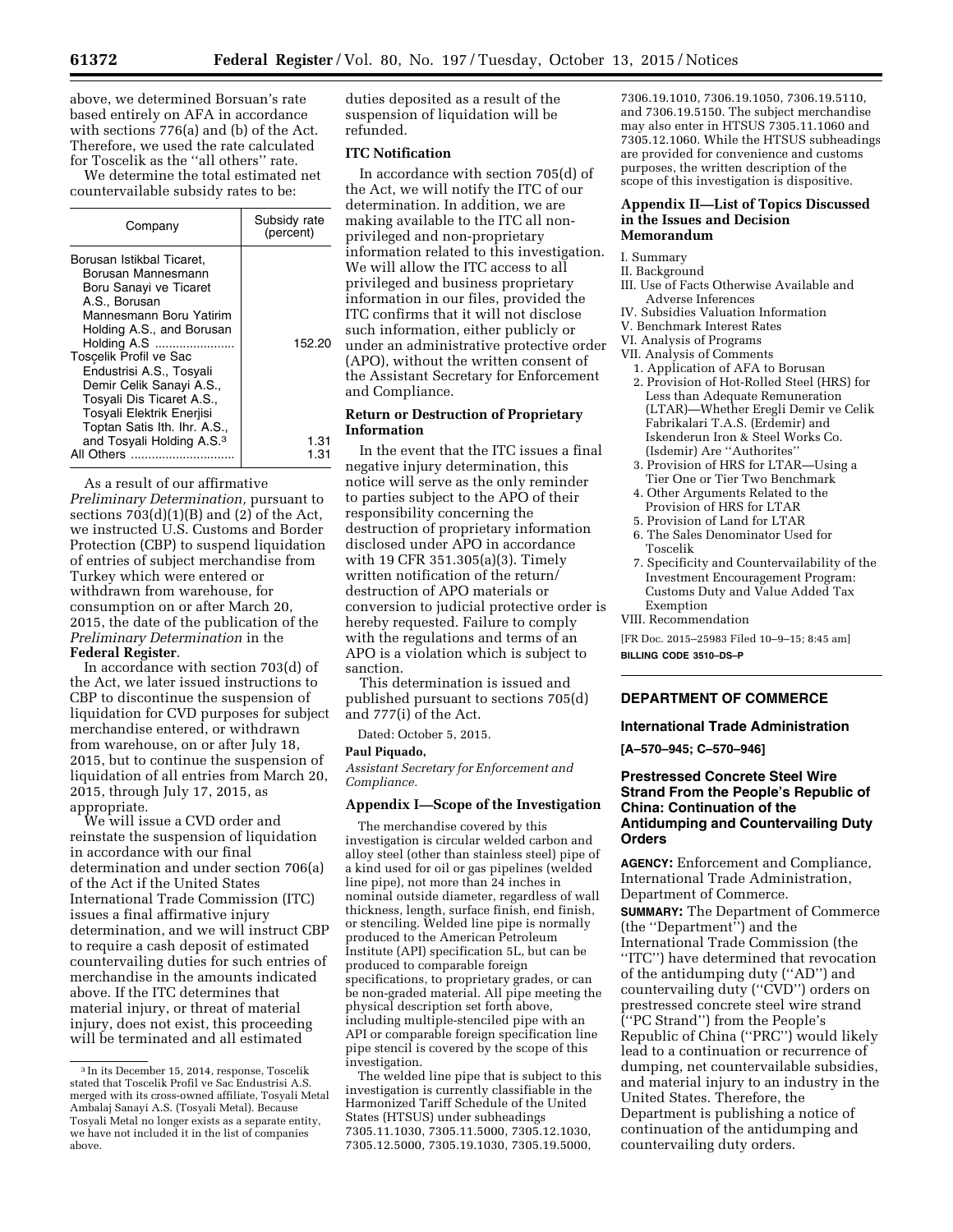above, we determined Borsuan's rate based entirely on AFA in accordance with sections 776(a) and (b) of the Act. Therefore, we used the rate calculated for Toscelik as the ''all others'' rate.

We determine the total estimated net countervailable subsidy rates to be:

| Company | Subsidy rate (percent) |
| --- | --- |
| Borusan Istikbal Ticaret, Borusan Mannesmann Boru Sanayi ve Ticaret A.S., Borusan Mannesmann Boru Yatirim Holding A.S., and Borusan Holding A.S | 152.20 |
| Tosçelik Profil ve Sac Endustrisi A.S., Tosyali Demir Celik Sanayi A.S., Tosyali Dis Ticaret A.S., Tosyali Elektrik Enerjisi Toptan Satis Ith. Ihr. A.S., and Tosyali Holding A.S.[3] | 1.31 |
| All Others | 1.31 |

As a result of our affirmative *Preliminary Determination,* pursuant to sections 703(d)(1)(B) and (2) of the Act, we instructed U.S. Customs and Border Protection (CBP) to suspend liquidation of entries of subject merchandise from Turkey which were entered or withdrawn from warehouse, for consumption on or after March 20, 2015, the date of the publication of the *Preliminary Determination* in the **Federal Register**.

In accordance with section 703(d) of the Act, we later issued instructions to CBP to discontinue the suspension of liquidation for CVD purposes for subject merchandise entered, or withdrawn from warehouse, on or after July 18, 2015, but to continue the suspension of liquidation of all entries from March 20, 2015, through July 17, 2015, as appropriate.

We will issue a CVD order and reinstate the suspension of liquidation in accordance with our final determination and under section 706(a) of the Act if the United States International Trade Commission (ITC) issues a final affirmative injury determination, and we will instruct CBP to require a cash deposit of estimated countervailing duties for such entries of merchandise in the amounts indicated above. If the ITC determines that material injury, or threat of material injury, does not exist, this proceeding will be terminated and all estimated duties deposited as a result of the suspension of liquidation will be refunded.

[3] In its December 15, 2014, response, Toscelik stated that Toscelik Profil ve Sac Endustrisi A.S. merged with its cross-owned affiliate, Tosyali Metal Ambalaj Sanayi A.S. (Tosyali Metal). Because Tosyali Metal no longer exists as a separate entity, we have not included it in the list of companies above.

### ITC Notification

In accordance with section 705(d) of the Act, we will notify the ITC of our determination. In addition, we are making available to the ITC all non-privileged and non-proprietary information related to this investigation. We will allow the ITC access to all privileged and business proprietary information in our files, provided the ITC confirms that it will not disclose such information, either publicly or under an administrative protective order (APO), without the written consent of the Assistant Secretary for Enforcement and Compliance.

### Return or Destruction of Proprietary Information

In the event that the ITC issues a final negative injury determination, this notice will serve as the only reminder to parties subject to the APO of their responsibility concerning the destruction of proprietary information disclosed under APO in accordance with 19 CFR 351.305(a)(3). Timely written notification of the return/destruction of APO materials or conversion to judicial protective order is hereby requested. Failure to comply with the regulations and terms of an APO is a violation which is subject to sanction.

This determination is issued and published pursuant to sections 705(d) and 777(i) of the Act.

Dated: October 5, 2015.

**Paul Piquado,**

*Assistant Secretary for Enforcement and Compliance.*

### Appendix I—Scope of the Investigation

The merchandise covered by this investigation is circular welded carbon and alloy steel (other than stainless steel) pipe of a kind used for oil or gas pipelines (welded line pipe), not more than 24 inches in nominal outside diameter, regardless of wall thickness, length, surface finish, end finish, or stenciling. Welded line pipe is normally produced to the American Petroleum Institute (API) specification 5L, but can be produced to comparable foreign specifications, to proprietary grades, or can be non-graded material. All pipe meeting the physical description set forth above, including multiple-stenciled pipe with an API or comparable foreign specification line pipe stencil is covered by the scope of this investigation.

The welded line pipe that is subject to this investigation is currently classifiable in the Harmonized Tariff Schedule of the United States (HTSUS) under subheadings 7305.11.1030, 7305.11.5000, 7305.12.1030, 7305.12.5000, 7305.19.1030, 7305.19.5000, 7306.19.1010, 7306.19.1050, 7306.19.5110, and 7306.19.5150. The subject merchandise may also enter in HTSUS 7305.11.1060 and 7305.12.1060. While the HTSUS subheadings are provided for convenience and customs purposes, the written description of the scope of this investigation is dispositive.

### Appendix II—List of Topics Discussed in the Issues and Decision Memorandum

I. Summary
II. Background
III. Use of Facts Otherwise Available and Adverse Inferences
IV. Subsidies Valuation Information
V. Benchmark Interest Rates
VI. Analysis of Programs
VII. Analysis of Comments
1. Application of AFA to Borusan
2. Provision of Hot-Rolled Steel (HRS) for Less than Adequate Remuneration (LTAR)—Whether Eregli Demir ve Celik Fabrikalari T.A.S. (Erdemir) and Iskenderun Iron & Steel Works Co. (Isdemir) Are ''Authorites''
3. Provision of HRS for LTAR—Using a Tier One or Tier Two Benchmark
4. Other Arguments Related to the Provision of HRS for LTAR
5. Provision of Land for LTAR
6. The Sales Denominator Used for Toscelik
7. Specificity and Countervailability of the Investment Encouragement Program: Customs Duty and Value Added Tax Exemption
VIII. Recommendation

[FR Doc. 2015–25983 Filed 10–9–15; 8:45 am]

**BILLING CODE 3510–DS–P**

---

## DEPARTMENT OF COMMERCE

### International Trade Administration

**[A–570–945; C–570–946]**

### Prestressed Concrete Steel Wire Strand From the People's Republic of China: Continuation of the Antidumping and Countervailing Duty Orders

**AGENCY:** Enforcement and Compliance, International Trade Administration, Department of Commerce.

**SUMMARY:** The Department of Commerce (the ''Department'') and the International Trade Commission (the ''ITC'') have determined that revocation of the antidumping duty (''AD'') and countervailing duty (''CVD'') orders on prestressed concrete steel wire strand (''PC Strand'') from the People's Republic of China (''PRC'') would likely lead to a continuation or recurrence of dumping, net countervailable subsidies, and material injury to an industry in the United States. Therefore, the Department is publishing a notice of continuation of the antidumping and countervailing duty orders.